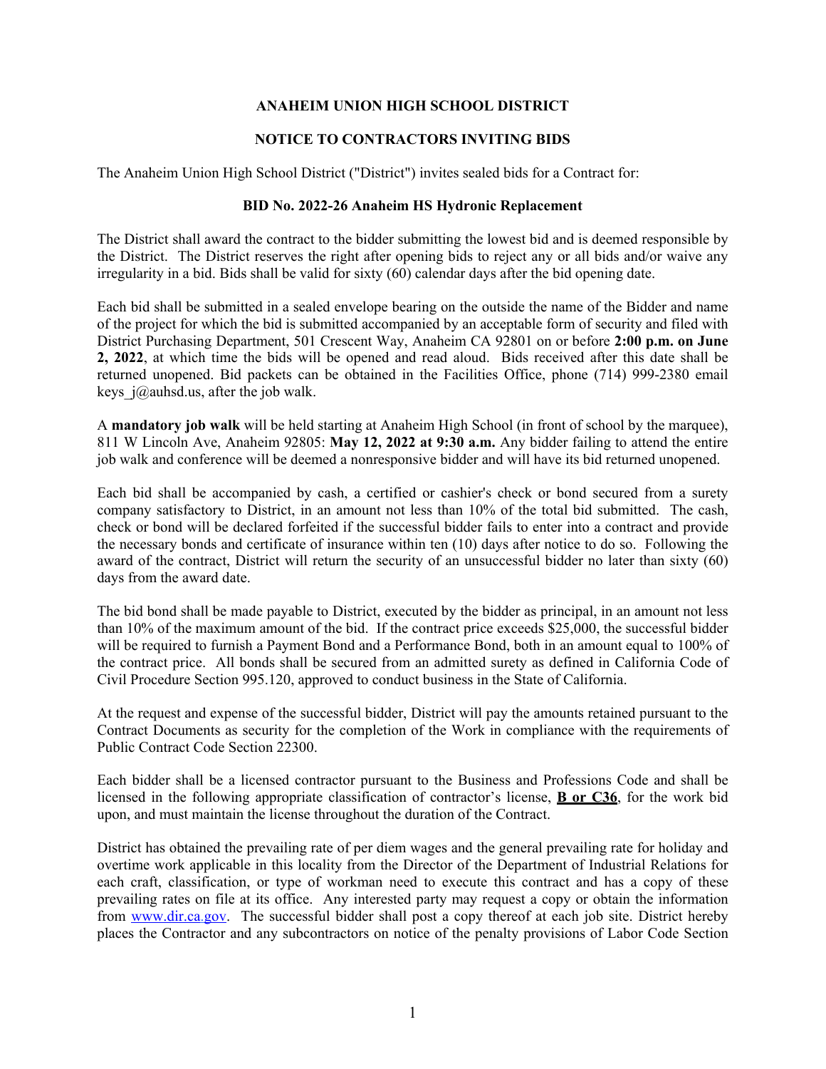# ANAHEIM UNION HIGH SCHOOL DISTRICT

## NOTICE TO CONTRACTORS INVITING BIDS

The Anaheim Union High School District ("District") invites sealed bids for a Contract for:

**BID No. 2022-26 Anaheim HS Hydronic Replacement**

The District shall award the contract to the bidder submitting the lowest bid and is deemed responsible by the District. The District reserves the right after opening bids to reject any or all bids and/or waive any irregularity in a bid. Bids shall be valid for sixty (60) calendar days after the bid opening date.

Each bid shall be submitted in a sealed envelope bearing on the outside the name of the Bidder and name of the project for which the bid is submitted accompanied by an acceptable form of security and filed with District Purchasing Department, 501 Crescent Way, Anaheim CA 92801 on or before **2:00 p.m. on June 2, 2022**, at which time the bids will be opened and read aloud. Bids received after this date shall be returned unopened. Bid packets can be obtained in the Facilities Office, phone (714) 999-2380 email keys_j@auhsd.us, after the job walk.

A **mandatory job walk** will be held starting at Anaheim High School (in front of school by the marquee), 811 W Lincoln Ave, Anaheim 92805: **May 12, 2022 at 9:30 a.m.** Any bidder failing to attend the entire job walk and conference will be deemed a nonresponsive bidder and will have its bid returned unopened.

Each bid shall be accompanied by cash, a certified or cashier's check or bond secured from a surety company satisfactory to District, in an amount not less than 10% of the total bid submitted. The cash, check or bond will be declared forfeited if the successful bidder fails to enter into a contract and provide the necessary bonds and certificate of insurance within ten (10) days after notice to do so. Following the award of the contract, District will return the security of an unsuccessful bidder no later than sixty (60) days from the award date.

The bid bond shall be made payable to District, executed by the bidder as principal, in an amount not less than 10% of the maximum amount of the bid. If the contract price exceeds $25,000, the successful bidder will be required to furnish a Payment Bond and a Performance Bond, both in an amount equal to 100% of the contract price. All bonds shall be secured from an admitted surety as defined in California Code of Civil Procedure Section 995.120, approved to conduct business in the State of California.

At the request and expense of the successful bidder, District will pay the amounts retained pursuant to the Contract Documents as security for the completion of the Work in compliance with the requirements of Public Contract Code Section 22300.

Each bidder shall be a licensed contractor pursuant to the Business and Professions Code and shall be licensed in the following appropriate classification of contractor's license, **B or C36**, for the work bid upon, and must maintain the license throughout the duration of the Contract.

District has obtained the prevailing rate of per diem wages and the general prevailing rate for holiday and overtime work applicable in this locality from the Director of the Department of Industrial Relations for each craft, classification, or type of workman need to execute this contract and has a copy of these prevailing rates on file at its office. Any interested party may request a copy or obtain the information from www.dir.ca.gov. The successful bidder shall post a copy thereof at each job site. District hereby places the Contractor and any subcontractors on notice of the penalty provisions of Labor Code Section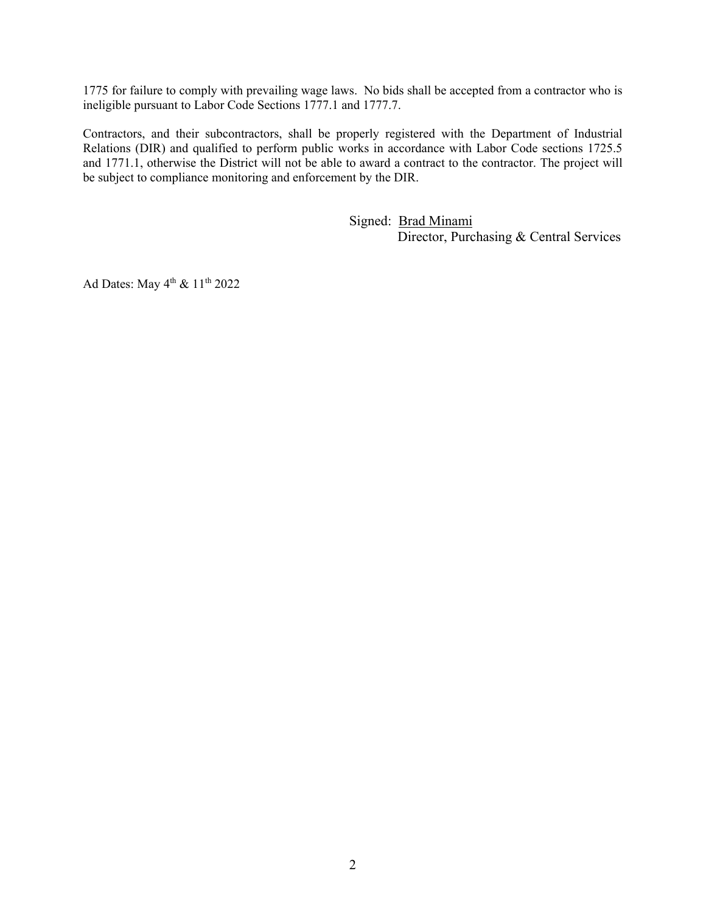1775 for failure to comply with prevailing wage laws. No bids shall be accepted from a contractor who is ineligible pursuant to Labor Code Sections 1777.1 and 1777.7.

Contractors, and their subcontractors, shall be properly registered with the Department of Industrial Relations (DIR) and qualified to perform public works in accordance with Labor Code sections 1725.5 and 1771.1, otherwise the District will not be able to award a contract to the contractor. The project will be subject to compliance monitoring and enforcement by the DIR.

Signed: Brad Minami
Director, Purchasing & Central Services

Ad Dates: May 4th & 11th 2022